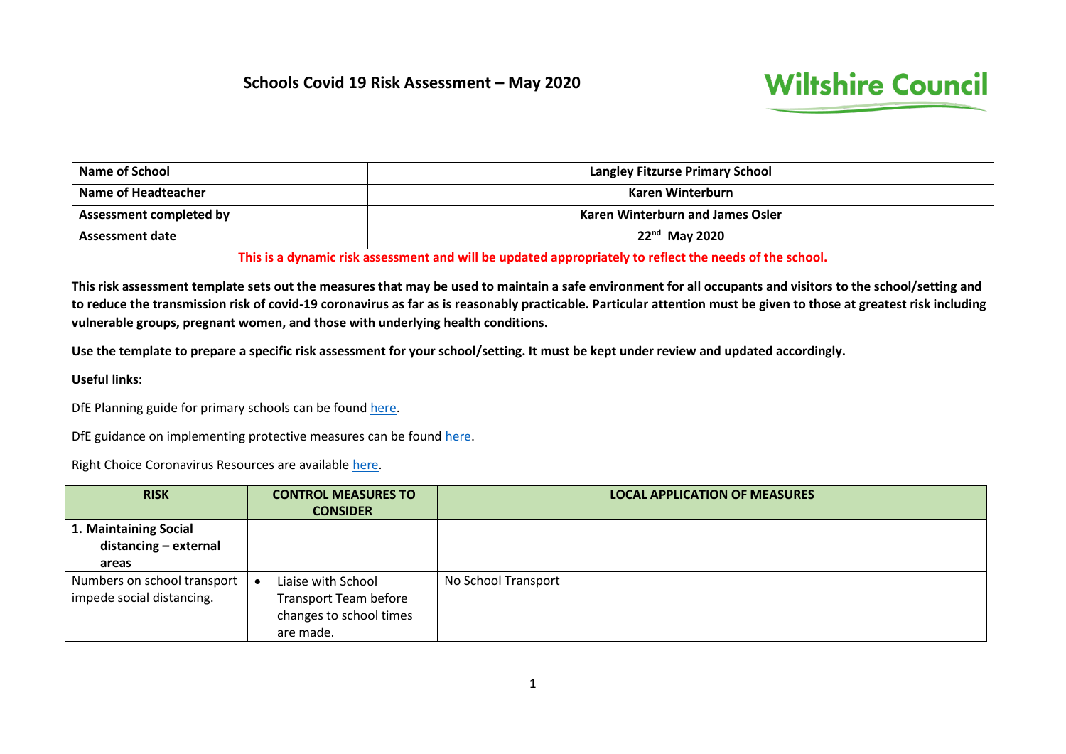# Schools Covid 19 Risk Assessment – May 2020

Wiltshire Council

| Name of School | Langley Fitzurse Primary School |
|---|---|
| Name of Headteacher | Karen Winterburn |
| Assessment completed by | Karen Winterburn and James Osler |
| Assessment date | 22nd May 2020 |

**This is a dynamic risk assessment and will be updated appropriately to reflect the needs of the school.**

**This risk assessment template sets out the measures that may be used to maintain a safe environment for all occupants and visitors to the school/setting and to reduce the transmission risk of covid-19 coronavirus as far as is reasonably practicable. Particular attention must be given to those at greatest risk including vulnerable groups, pregnant women, and those with underlying health conditions.**

**Use the template to prepare a specific risk assessment for your school/setting. It must be kept under review and updated accordingly.**

**Useful links:**

DfE Planning guide for primary schools can be found here.

DfE guidance on implementing protective measures can be found here.

Right Choice Coronavirus Resources are available here.

| RISK | CONTROL MEASURES TO CONSIDER | LOCAL APPLICATION OF MEASURES |
|---|---|---|
| **1. Maintaining Social distancing – external areas** | | |
| Numbers on school transport impede social distancing. | • Liaise with School Transport Team before changes to school times are made. | No School Transport |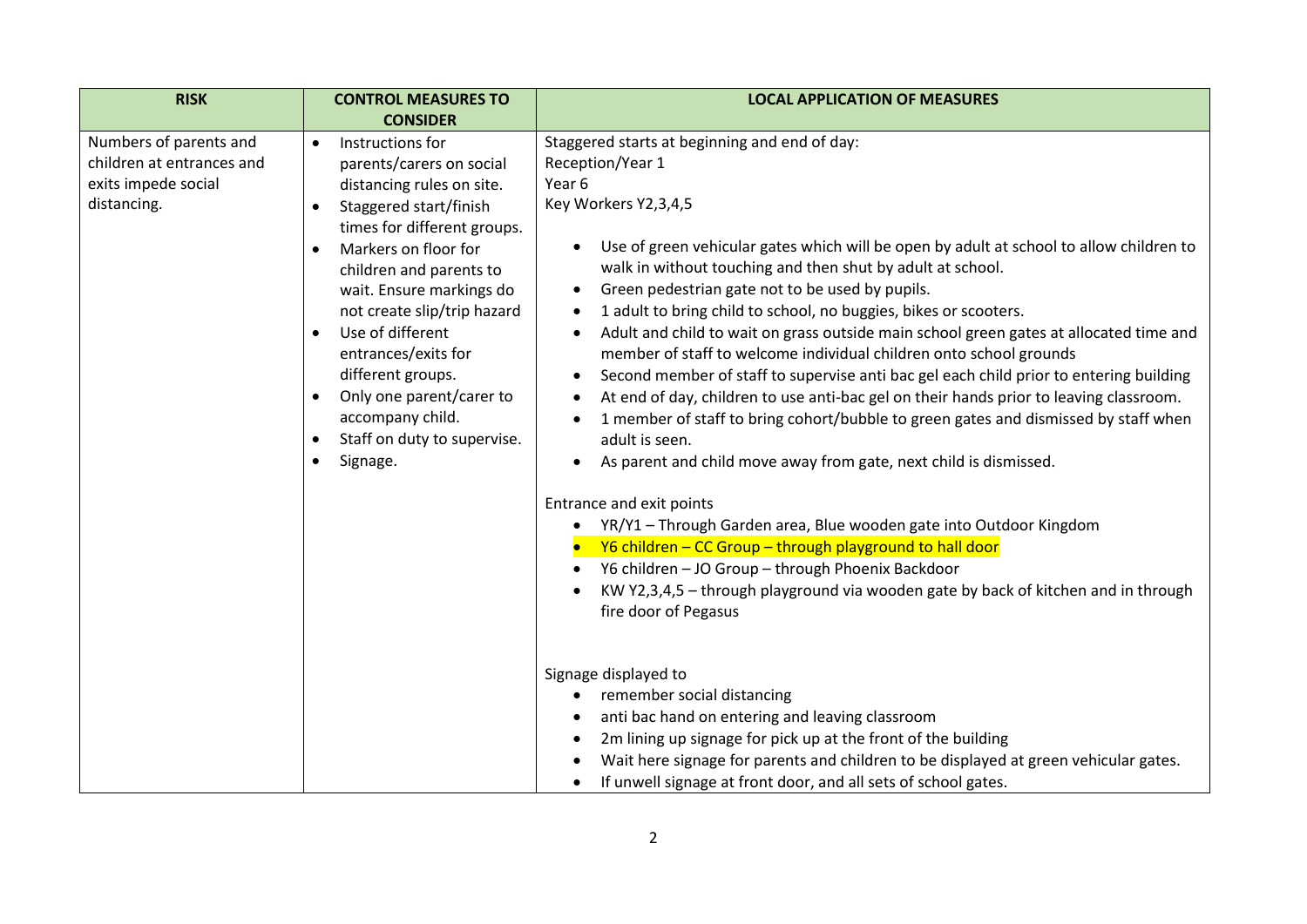| RISK | CONTROL MEASURES TO CONSIDER | LOCAL APPLICATION OF MEASURES |
|---|---|---|
| Numbers of parents and children at entrances and exits impede social distancing. | • Instructions for parents/carers on social distancing rules on site.<br>• Staggered start/finish times for different groups.<br>• Markers on floor for children and parents to wait. Ensure markings do not create slip/trip hazard<br>• Use of different entrances/exits for different groups.<br>• Only one parent/carer to accompany child.<br>• Staff on duty to supervise.<br>• Signage. | Staggered starts at beginning and end of day:<br>Reception/Year 1<br>Year 6<br>Key Workers Y2,3,4,5<br><br>• Use of green vehicular gates which will be open by adult at school to allow children to walk in without touching and then shut by adult at school.<br>• Green pedestrian gate not to be used by pupils.<br>• 1 adult to bring child to school, no buggies, bikes or scooters.<br>• Adult and child to wait on grass outside main school green gates at allocated time and member of staff to welcome individual children onto school grounds<br>• Second member of staff to supervise anti bac gel each child prior to entering building<br>• At end of day, children to use anti-bac gel on their hands prior to leaving classroom.<br>• 1 member of staff to bring cohort/bubble to green gates and dismissed by staff when adult is seen.<br>• As parent and child move away from gate, next child is dismissed.<br><br>Entrance and exit points<br>• YR/Y1 – Through Garden area, Blue wooden gate into Outdoor Kingdom<br>• Y6 children – CC Group – through playground to hall door<br>• Y6 children – JO Group – through Phoenix Backdoor<br>• KW Y2,3,4,5 – through playground via wooden gate by back of kitchen and in through fire door of Pegasus<br><br>Signage displayed to<br>• remember social distancing<br>• anti bac hand on entering and leaving classroom<br>• 2m lining up signage for pick up at the front of the building<br>• Wait here signage for parents and children to be displayed at green vehicular gates.<br>• If unwell signage at front door, and all sets of school gates. |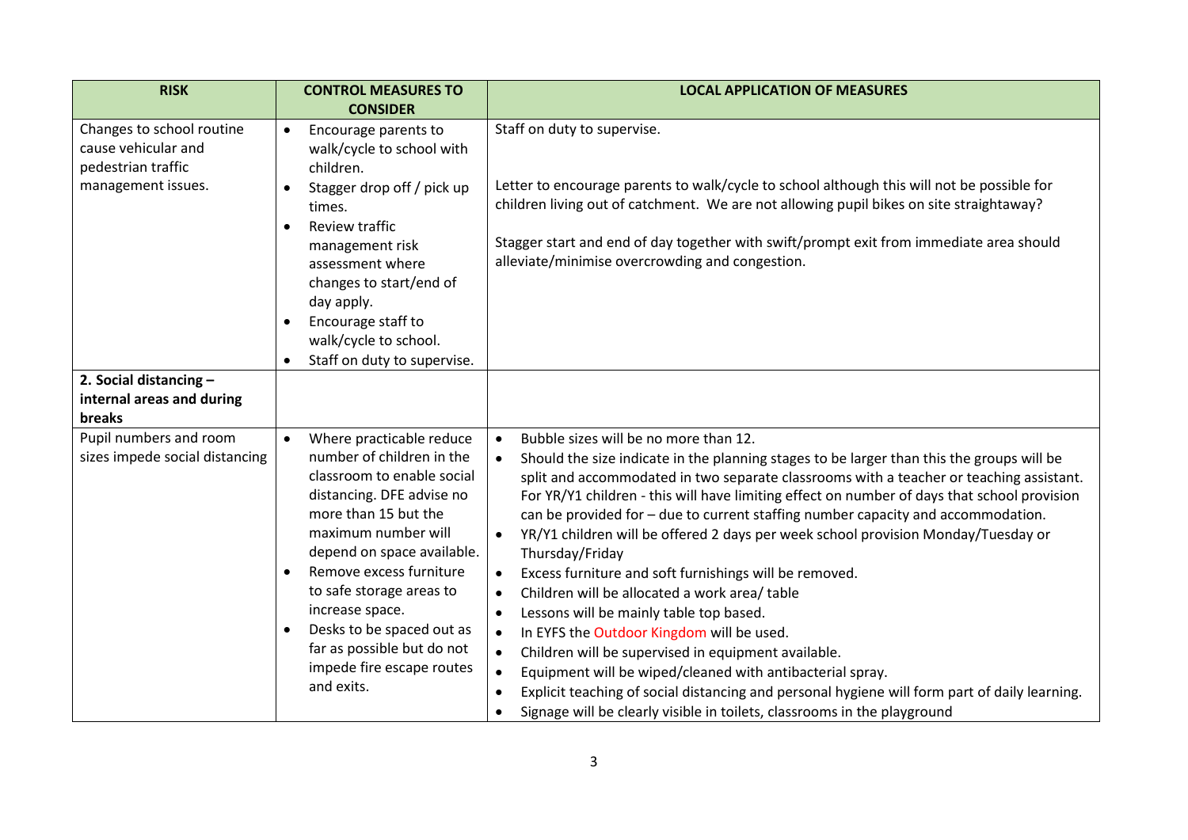| RISK | CONTROL MEASURES TO CONSIDER | LOCAL APPLICATION OF MEASURES |
|---|---|---|
| Changes to school routine cause vehicular and pedestrian traffic management issues. | • Encourage parents to walk/cycle to school with children.<br>• Stagger drop off / pick up times.<br>• Review traffic management risk assessment where changes to start/end of day apply.<br>• Encourage staff to walk/cycle to school.<br>• Staff on duty to supervise. | Staff on duty to supervise.<br><br>Letter to encourage parents to walk/cycle to school although this will not be possible for children living out of catchment. We are not allowing pupil bikes on site straightaway?<br><br>Stagger start and end of day together with swift/prompt exit from immediate area should alleviate/minimise overcrowding and congestion. |
| **2. Social distancing – internal areas and during breaks** | | |
| Pupil numbers and room sizes impede social distancing | • Where practicable reduce number of children in the classroom to enable social distancing. DFE advise no more than 15 but the maximum number will depend on space available.<br>• Remove excess furniture to safe storage areas to increase space.<br>• Desks to be spaced out as far as possible but do not impede fire escape routes and exits. | • Bubble sizes will be no more than 12.<br>• Should the size indicate in the planning stages to be larger than this the groups will be split and accommodated in two separate classrooms with a teacher or teaching assistant. For YR/Y1 children - this will have limiting effect on number of days that school provision can be provided for – due to current staffing number capacity and accommodation.<br>• YR/Y1 children will be offered 2 days per week school provision Monday/Tuesday or Thursday/Friday<br>• Excess furniture and soft furnishings will be removed.<br>• Children will be allocated a work area/ table<br>• Lessons will be mainly table top based.<br>• In EYFS the Outdoor Kingdom will be used.<br>• Children will be supervised in equipment available.<br>• Equipment will be wiped/cleaned with antibacterial spray.<br>• Explicit teaching of social distancing and personal hygiene will form part of daily learning.<br>• Signage will be clearly visible in toilets, classrooms in the playground |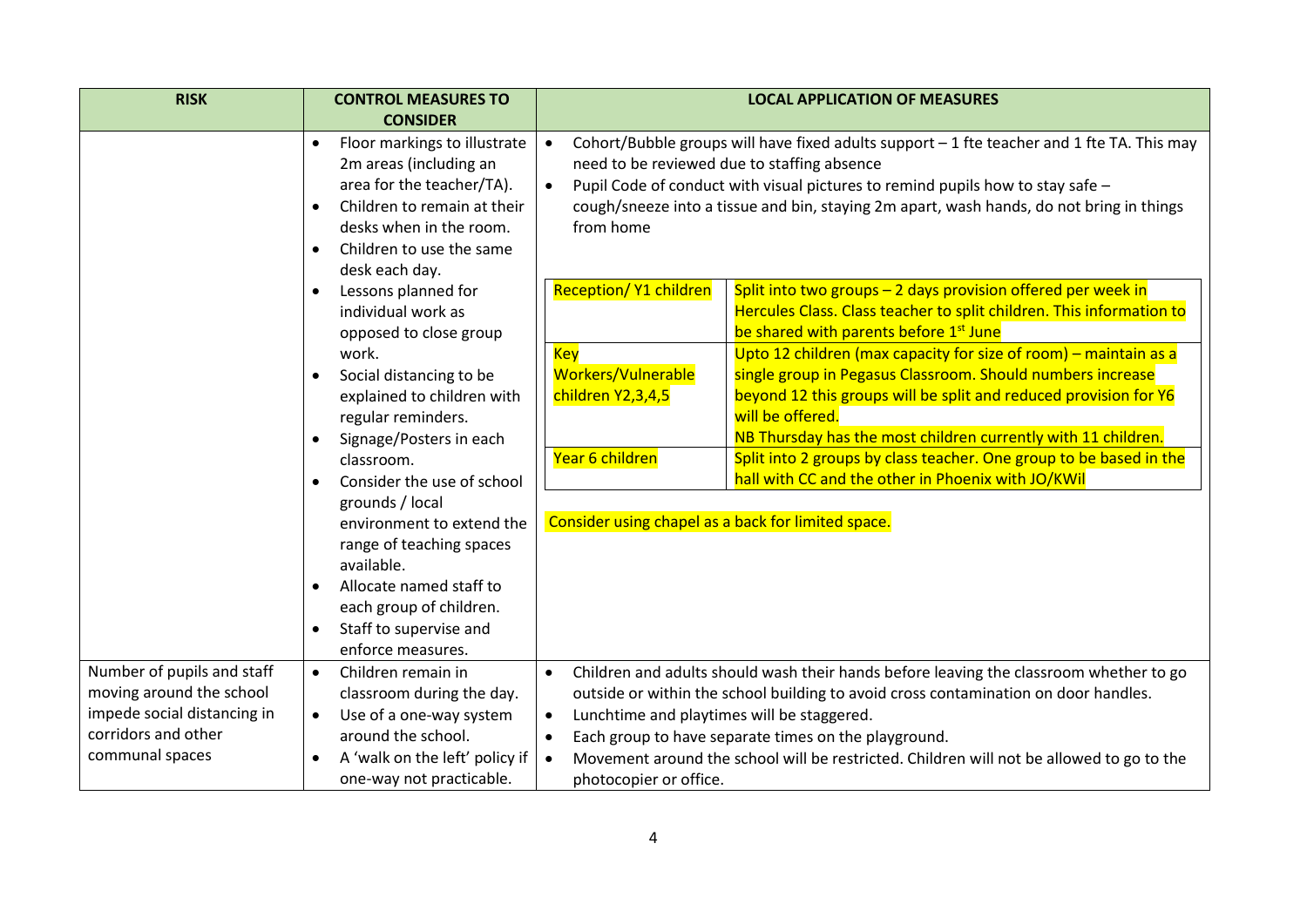| RISK | CONTROL MEASURES TO CONSIDER | LOCAL APPLICATION OF MEASURES |
|---|---|---|
| | • Floor markings to illustrate 2m areas (including an area for the teacher/TA).<br>• Children to remain at their desks when in the room.<br>• Children to use the same desk each day.<br>• Lessons planned for individual work as opposed to close group work.<br>• Social distancing to be explained to children with regular reminders.<br>• Signage/Posters in each classroom.<br>• Consider the use of school grounds / local environment to extend the range of teaching spaces available.<br>• Allocate named staff to each group of children.<br>• Staff to supervise and enforce measures. | • Cohort/Bubble groups will have fixed adults support – 1 fte teacher and 1 fte TA. This may need to be reviewed due to staffing absence<br>• Pupil Code of conduct with visual pictures to remind pupils how to stay safe – cough/sneeze into a tissue and bin, staying 2m apart, wash hands, do not bring in things from home<br><br>**Reception/ Y1 children**: Split into two groups – 2 days provision offered per week in Hercules Class. Class teacher to split children. This information to be shared with parents before 1st June<br><br>**Key Workers/Vulnerable children Y2,3,4,5**: Upto 12 children (max capacity for size of room) – maintain as a single group in Pegasus Classroom. Should numbers increase beyond 12 this groups will be split and reduced provision for Y6 will be offered.<br>NB Thursday has the most children currently with 11 children.<br><br>**Year 6 children**: Split into 2 groups by class teacher. One group to be based in the hall with CC and the other in Phoenix with JO/KWil<br><br>Consider using chapel as a back for limited space. |
| Number of pupils and staff moving around the school impede social distancing in corridors and other communal spaces | • Children remain in classroom during the day.<br>• Use of a one-way system around the school.<br>• A 'walk on the left' policy if one-way not practicable. | • Children and adults should wash their hands before leaving the classroom whether to go outside or within the school building to avoid cross contamination on door handles.<br>• Lunchtime and playtimes will be staggered.<br>• Each group to have separate times on the playground.<br>• Movement around the school will be restricted. Children will not be allowed to go to the photocopier or office. |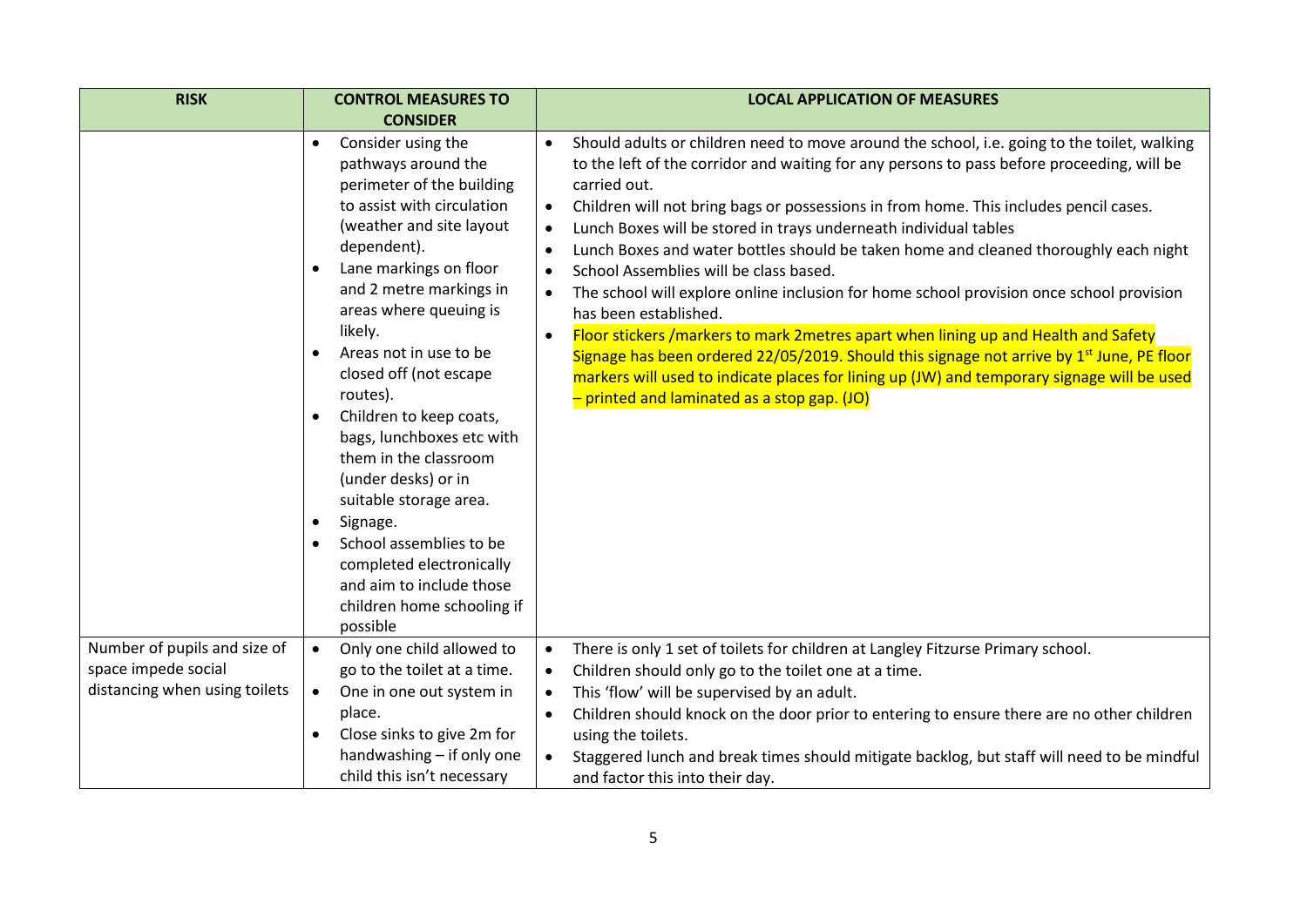| RISK | CONTROL MEASURES TO CONSIDER | LOCAL APPLICATION OF MEASURES |
| --- | --- | --- |
| | • Consider using the pathways around the perimeter of the building to assist with circulation (weather and site layout dependent).<br>• Lane markings on floor and 2 metre markings in areas where queuing is likely.<br>• Areas not in use to be closed off (not escape routes).<br>• Children to keep coats, bags, lunchboxes etc with them in the classroom (under desks) or in suitable storage area.<br>• Signage.<br>• School assemblies to be completed electronically and aim to include those children home schooling if possible | • Should adults or children need to move around the school, i.e. going to the toilet, walking to the left of the corridor and waiting for any persons to pass before proceeding, will be carried out.<br>• Children will not bring bags or possessions in from home. This includes pencil cases.<br>• Lunch Boxes will be stored in trays underneath individual tables<br>• Lunch Boxes and water bottles should be taken home and cleaned thoroughly each night<br>• School Assemblies will be class based.<br>• The school will explore online inclusion for home school provision once school provision has been established.<br>• Floor stickers /markers to mark 2metres apart when lining up and Health and Safety Signage has been ordered 22/05/2019. Should this signage not arrive by 1st June, PE floor markers will used to indicate places for lining up (JW) and temporary signage will be used – printed and laminated as a stop gap. (JO) |
| Number of pupils and size of space impede social distancing when using toilets | • Only one child allowed to go to the toilet at a time.<br>• One in one out system in place.<br>• Close sinks to give 2m for handwashing – if only one child this isn't necessary | • There is only 1 set of toilets for children at Langley Fitzurse Primary school.<br>• Children should only go to the toilet one at a time.<br>• This 'flow' will be supervised by an adult.<br>• Children should knock on the door prior to entering to ensure there are no other children using the toilets.<br>• Staggered lunch and break times should mitigate backlog, but staff will need to be mindful and factor this into their day. |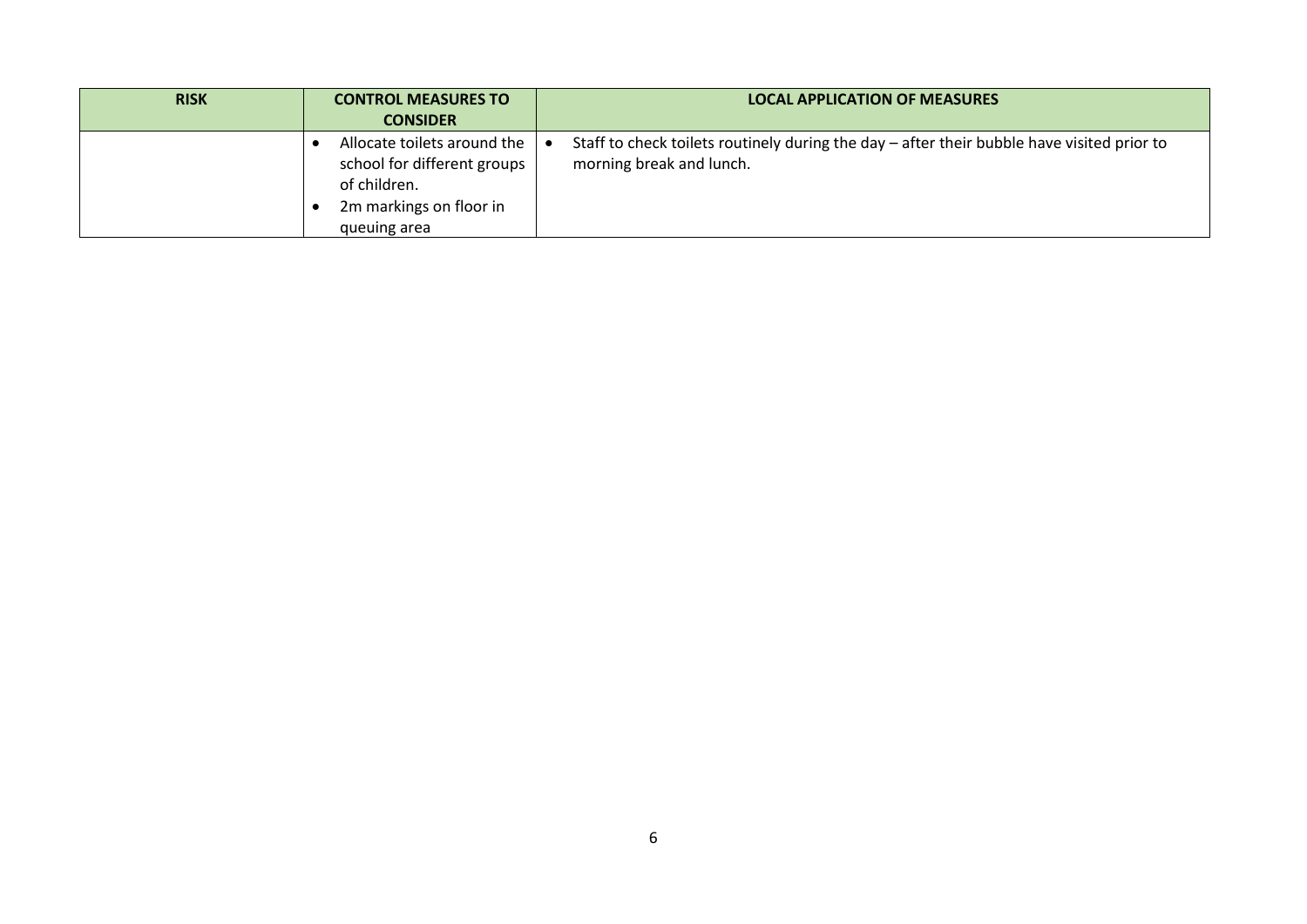| RISK | CONTROL MEASURES TO CONSIDER | LOCAL APPLICATION OF MEASURES |
|---|---|---|
| | • Allocate toilets around the school for different groups of children.<br>• 2m markings on floor in queuing area | • Staff to check toilets routinely during the day – after their bubble have visited prior to morning break and lunch. |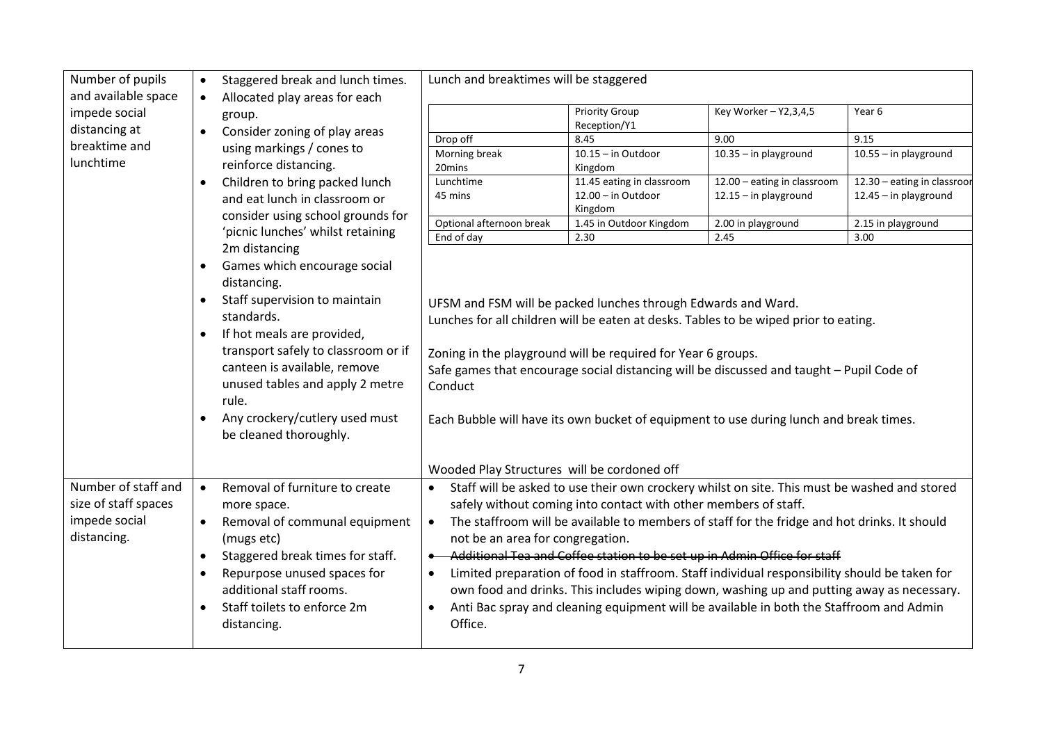| Number of pupils and available space impede social distancing at breaktime and lunchtime | • Staggered break and lunch times.<br>• Allocated play areas for each group.<br>• Consider zoning of play areas using markings / cones to reinforce distancing.<br>• Children to bring packed lunch and eat lunch in classroom or consider using school grounds for 'picnic lunches' whilst retaining 2m distancing<br>• Games which encourage social distancing.<br>• Staff supervision to maintain standards.<br>• If hot meals are provided, transport safely to classroom or if canteen is available, remove unused tables and apply 2 metre rule.<br>• Any crockery/cutlery used must be cleaned thoroughly. | Lunch and breaktimes will be staggered<br><br>**(see schedule table below)**<br><br>UFSM and FSM will be packed lunches through Edwards and Ward.<br>Lunches for all children will be eaten at desks. Tables to be wiped prior to eating.<br><br>Zoning in the playground will be required for Year 6 groups.<br>Safe games that encourage social distancing will be discussed and taught – Pupil Code of Conduct<br><br>Each Bubble will have its own bucket of equipment to use during lunch and break times.<br><br>Wooded Play Structures will be cordoned off |
|---|---|---|
| Number of staff and size of staff spaces impede social distancing. | • Removal of furniture to create more space.<br>• Removal of communal equipment (mugs etc)<br>• Staggered break times for staff.<br>• Repurpose unused spaces for additional staff rooms.<br>• Staff toilets to enforce 2m distancing. | • Staff will be asked to use their own crockery whilst on site. This must be washed and stored safely without coming into contact with other members of staff.<br>• The staffroom will be available to members of staff for the fridge and hot drinks. It should not be an area for congregation.<br>• ~~Additional Tea and Coffee station to be set up in Admin Office for staff~~<br>• Limited preparation of food in staffroom. Staff individual responsibility should be taken for own food and drinks. This includes wiping down, washing up and putting away as necessary.<br>• Anti Bac spray and cleaning equipment will be available in both the Staffroom and Admin Office. |

| | Priority Group Reception/Y1 | Key Worker – Y2,3,4,5 | Year 6 |
|---|---|---|---|
| Drop off | 8.45 | 9.00 | 9.15 |
| Morning break 20mins | 10.15 – in Outdoor Kingdom | 10.35 – in playground | 10.55 – in playground |
| Lunchtime 45 mins | 11.45 eating in classroom<br>12.00 – in Outdoor Kingdom | 12.00 – eating in classroom<br>12.15 – in playground | 12.30 – eating in classroom<br>12.45 – in playground |
| Optional afternoon break | 1.45 in Outdoor Kingdom | 2.00 in playground | 2.15 in playground |
| End of day | 2.30 | 2.45 | 3.00 |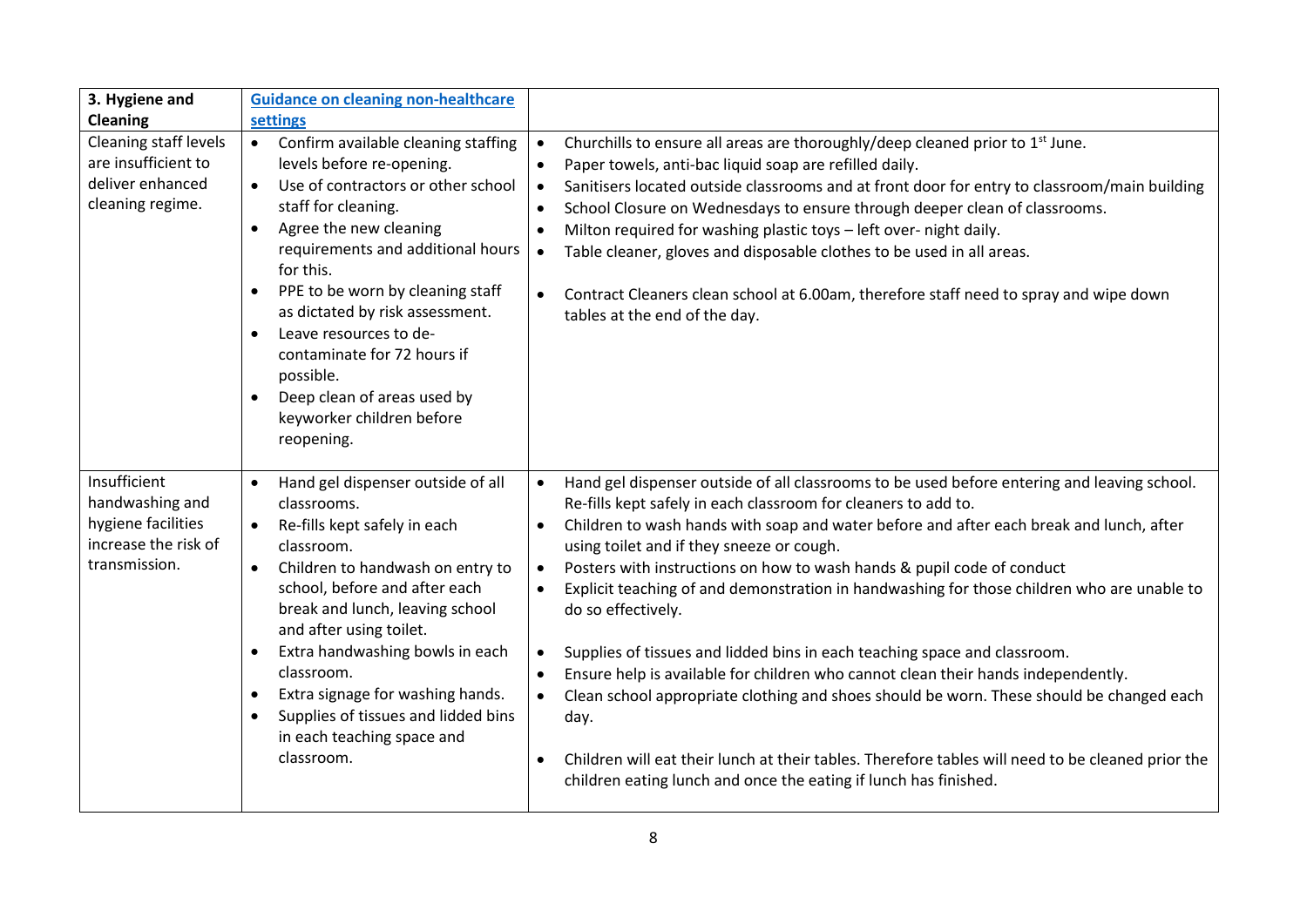| 3. Hygiene and Cleaning | [Guidance on cleaning non-healthcare settings]() | |
|---|---|---|
| Cleaning staff levels are insufficient to deliver enhanced cleaning regime. | • Confirm available cleaning staffing levels before re-opening.<br>• Use of contractors or other school staff for cleaning.<br>• Agree the new cleaning requirements and additional hours for this.<br>• PPE to be worn by cleaning staff as dictated by risk assessment.<br>• Leave resources to de-contaminate for 72 hours if possible.<br>• Deep clean of areas used by keyworker children before reopening. | • Churchills to ensure all areas are thoroughly/deep cleaned prior to 1st June.<br>• Paper towels, anti-bac liquid soap are refilled daily.<br>• Sanitisers located outside classrooms and at front door for entry to classroom/main building<br>• School Closure on Wednesdays to ensure through deeper clean of classrooms.<br>• Milton required for washing plastic toys – left over- night daily.<br>• Table cleaner, gloves and disposable clothes to be used in all areas.<br><br>• Contract Cleaners clean school at 6.00am, therefore staff need to spray and wipe down tables at the end of the day. |
| Insufficient handwashing and hygiene facilities increase the risk of transmission. | • Hand gel dispenser outside of all classrooms.<br>• Re-fills kept safely in each classroom.<br>• Children to handwash on entry to school, before and after each break and lunch, leaving school and after using toilet.<br>• Extra handwashing bowls in each classroom.<br>• Extra signage for washing hands.<br>• Supplies of tissues and lidded bins in each teaching space and classroom. | • Hand gel dispenser outside of all classrooms to be used before entering and leaving school. Re-fills kept safely in each classroom for cleaners to add to.<br>• Children to wash hands with soap and water before and after each break and lunch, after using toilet and if they sneeze or cough.<br>• Posters with instructions on how to wash hands & pupil code of conduct<br>• Explicit teaching of and demonstration in handwashing for those children who are unable to do so effectively.<br><br>• Supplies of tissues and lidded bins in each teaching space and classroom.<br>• Ensure help is available for children who cannot clean their hands independently.<br>• Clean school appropriate clothing and shoes should be worn. These should be changed each day.<br><br>• Children will eat their lunch at their tables. Therefore tables will need to be cleaned prior the children eating lunch and once the eating if lunch has finished. |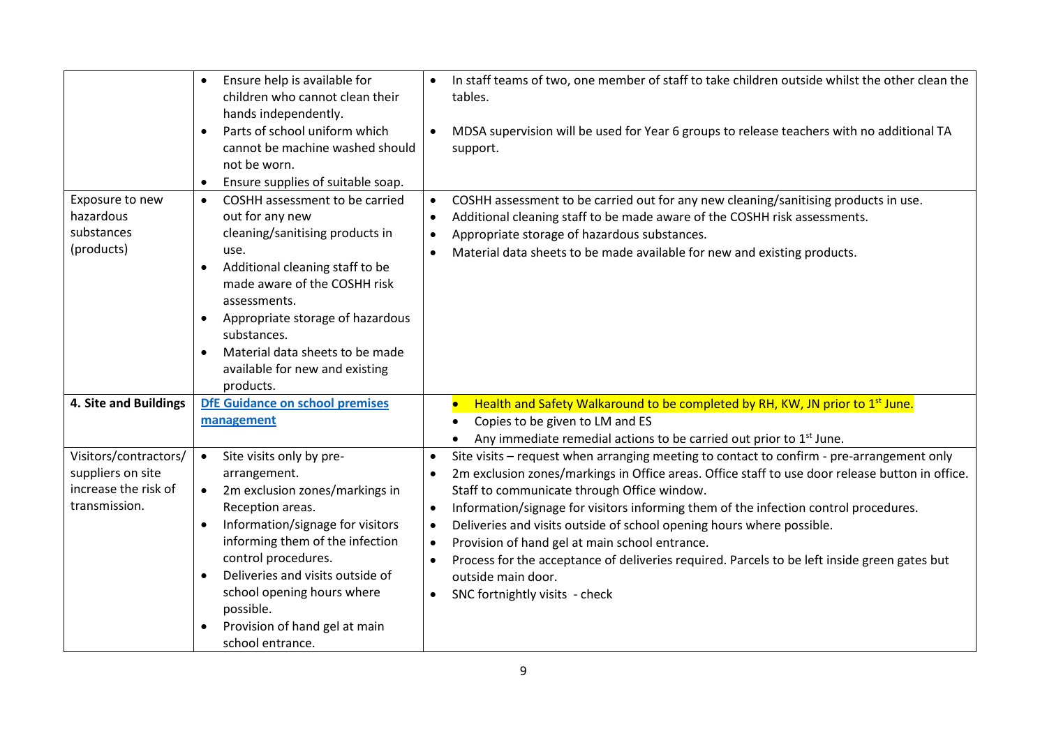| | | |
|---|---|---|
| | • Ensure help is available for children who cannot clean their hands independently.<br>• Parts of school uniform which cannot be machine washed should not be worn.<br>• Ensure supplies of suitable soap. | • In staff teams of two, one member of staff to take children outside whilst the other clean the tables.<br>• MDSA supervision will be used for Year 6 groups to release teachers with no additional TA support. |
| Exposure to new hazardous substances (products) | • COSHH assessment to be carried out for any new cleaning/sanitising products in use.<br>• Additional cleaning staff to be made aware of the COSHH risk assessments.<br>• Appropriate storage of hazardous substances.<br>• Material data sheets to be made available for new and existing products. | • COSHH assessment to be carried out for any new cleaning/sanitising products in use.<br>• Additional cleaning staff to be made aware of the COSHH risk assessments.<br>• Appropriate storage of hazardous substances.<br>• Material data sheets to be made available for new and existing products. |
| **4. Site and Buildings** | **DfE Guidance on school premises management** | • Health and Safety Walkaround to be completed by RH, KW, JN prior to 1st June.<br>• Copies to be given to LM and ES<br>• Any immediate remedial actions to be carried out prior to 1st June. |
| Visitors/contractors/ suppliers on site increase the risk of transmission. | • Site visits only by pre-arrangement.<br>• 2m exclusion zones/markings in Reception areas.<br>• Information/signage for visitors informing them of the infection control procedures.<br>• Deliveries and visits outside of school opening hours where possible.<br>• Provision of hand gel at main school entrance. | • Site visits – request when arranging meeting to contact to confirm - pre-arrangement only<br>• 2m exclusion zones/markings in Office areas. Office staff to use door release button in office. Staff to communicate through Office window.<br>• Information/signage for visitors informing them of the infection control procedures.<br>• Deliveries and visits outside of school opening hours where possible.<br>• Provision of hand gel at main school entrance.<br>• Process for the acceptance of deliveries required. Parcels to be left inside green gates but outside main door.<br>• SNC fortnightly visits - check |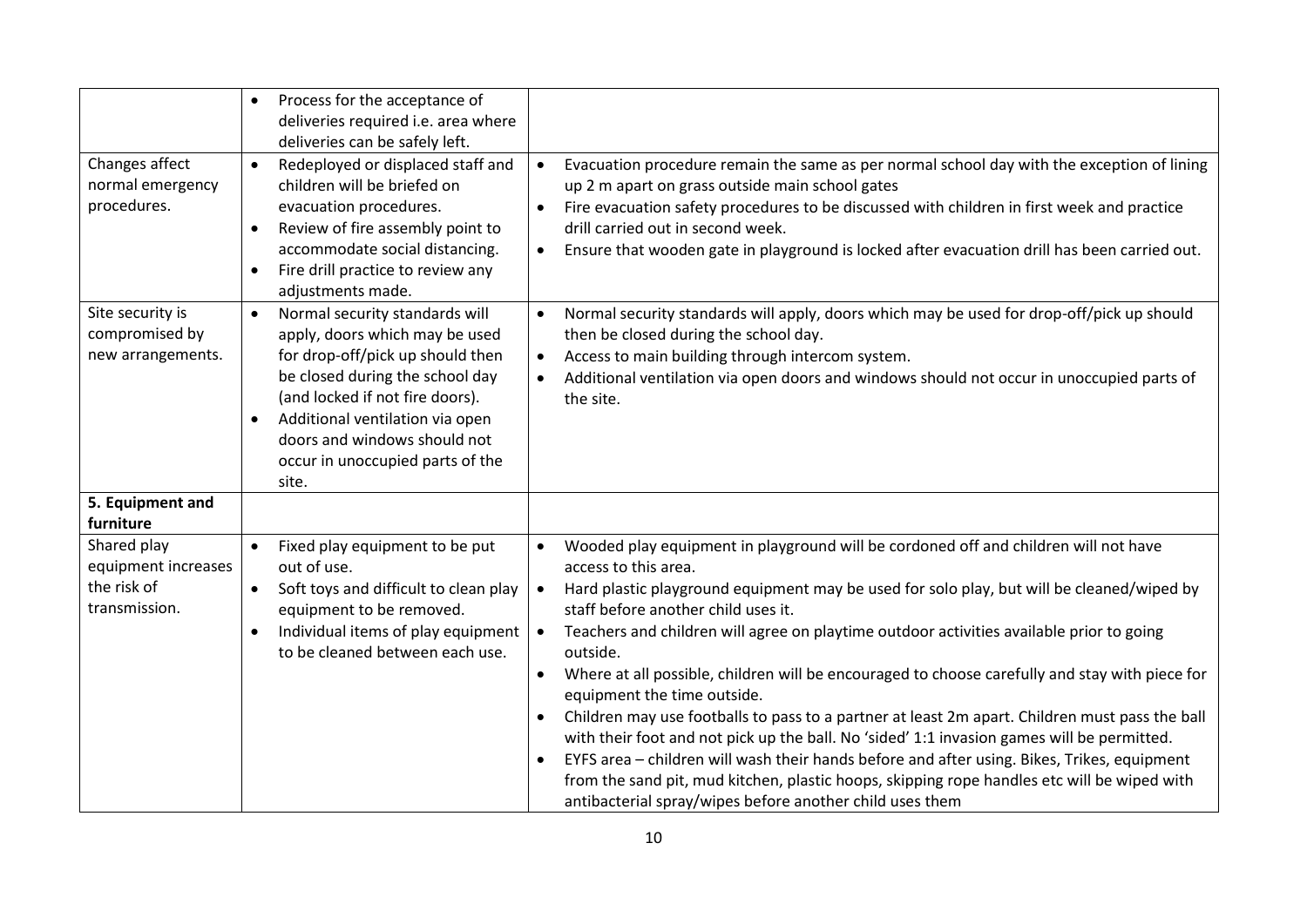| | | |
|---|---|---|
| | • Process for the acceptance of deliveries required i.e. area where deliveries can be safely left. | |
| Changes affect normal emergency procedures. | • Redeployed or displaced staff and children will be briefed on evacuation procedures.<br>• Review of fire assembly point to accommodate social distancing.<br>• Fire drill practice to review any adjustments made. | • Evacuation procedure remain the same as per normal school day with the exception of lining up 2 m apart on grass outside main school gates<br>• Fire evacuation safety procedures to be discussed with children in first week and practice drill carried out in second week.<br>• Ensure that wooden gate in playground is locked after evacuation drill has been carried out. |
| Site security is compromised by new arrangements. | • Normal security standards will apply, doors which may be used for drop-off/pick up should then be closed during the school day (and locked if not fire doors).<br>• Additional ventilation via open doors and windows should not occur in unoccupied parts of the site. | • Normal security standards will apply, doors which may be used for drop-off/pick up should then be closed during the school day.<br>• Access to main building through intercom system.<br>• Additional ventilation via open doors and windows should not occur in unoccupied parts of the site. |
| **5. Equipment and furniture** | | |
| Shared play equipment increases the risk of transmission. | • Fixed play equipment to be put out of use.<br>• Soft toys and difficult to clean play equipment to be removed.<br>• Individual items of play equipment to be cleaned between each use. | • Wooded play equipment in playground will be cordoned off and children will not have access to this area.<br>• Hard plastic playground equipment may be used for solo play, but will be cleaned/wiped by staff before another child uses it.<br>• Teachers and children will agree on playtime outdoor activities available prior to going outside.<br>• Where at all possible, children will be encouraged to choose carefully and stay with piece for equipment the time outside.<br>• Children may use footballs to pass to a partner at least 2m apart. Children must pass the ball with their foot and not pick up the ball. No 'sided' 1:1 invasion games will be permitted.<br>• EYFS area – children will wash their hands before and after using. Bikes, Trikes, equipment from the sand pit, mud kitchen, plastic hoops, skipping rope handles etc will be wiped with antibacterial spray/wipes before another child uses them |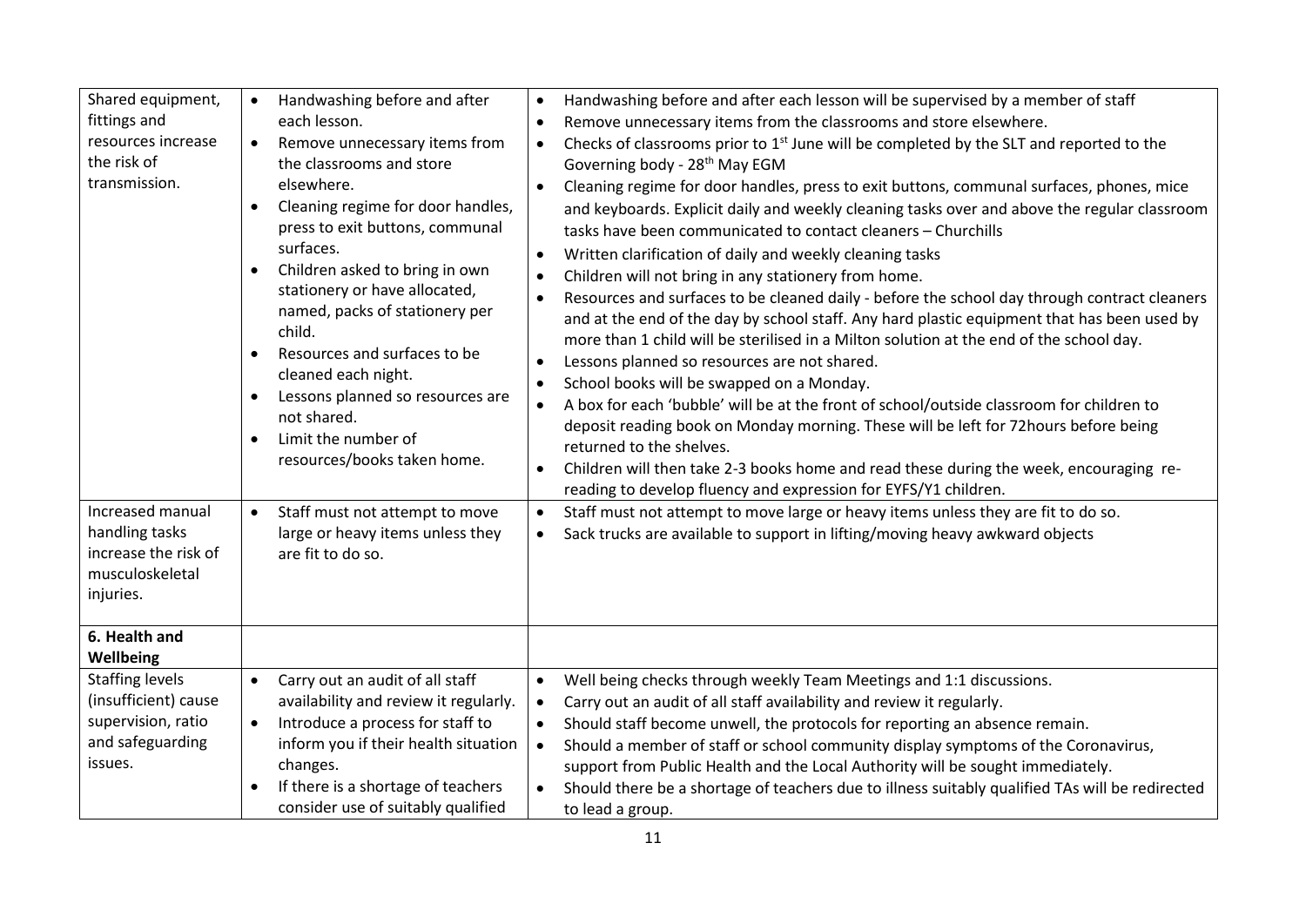| | | |
|---|---|---|
| Shared equipment, fittings and resources increase the risk of transmission. | • Handwashing before and after each lesson.<br>• Remove unnecessary items from the classrooms and store elsewhere.<br>• Cleaning regime for door handles, press to exit buttons, communal surfaces.<br>• Children asked to bring in own stationery or have allocated, named, packs of stationery per child.<br>• Resources and surfaces to be cleaned each night.<br>• Lessons planned so resources are not shared.<br>• Limit the number of resources/books taken home. | • Handwashing before and after each lesson will be supervised by a member of staff<br>• Remove unnecessary items from the classrooms and store elsewhere.<br>• Checks of classrooms prior to 1st June will be completed by the SLT and reported to the Governing body - 28th May EGM<br>• Cleaning regime for door handles, press to exit buttons, communal surfaces, phones, mice and keyboards. Explicit daily and weekly cleaning tasks over and above the regular classroom tasks have been communicated to contact cleaners – Churchills<br>• Written clarification of daily and weekly cleaning tasks<br>• Children will not bring in any stationery from home.<br>• Resources and surfaces to be cleaned daily - before the school day through contract cleaners and at the end of the day by school staff. Any hard plastic equipment that has been used by more than 1 child will be sterilised in a Milton solution at the end of the school day.<br>• Lessons planned so resources are not shared.<br>• School books will be swapped on a Monday.<br>• A box for each 'bubble' will be at the front of school/outside classroom for children to deposit reading book on Monday morning. These will be left for 72hours before being returned to the shelves.<br>• Children will then take 2-3 books home and read these during the week, encouraging re-reading to develop fluency and expression for EYFS/Y1 children. |
| Increased manual handling tasks increase the risk of musculoskeletal injuries. | • Staff must not attempt to move large or heavy items unless they are fit to do so. | • Staff must not attempt to move large or heavy items unless they are fit to do so.<br>• Sack trucks are available to support in lifting/moving heavy awkward objects |
| **6. Health and Wellbeing** | | |
| Staffing levels (insufficient) cause supervision, ratio and safeguarding issues. | • Carry out an audit of all staff availability and review it regularly.<br>• Introduce a process for staff to inform you if their health situation changes.<br>• If there is a shortage of teachers consider use of suitably qualified | • Well being checks through weekly Team Meetings and 1:1 discussions.<br>• Carry out an audit of all staff availability and review it regularly.<br>• Should staff become unwell, the protocols for reporting an absence remain.<br>• Should a member of staff or school community display symptoms of the Coronavirus, support from Public Health and the Local Authority will be sought immediately.<br>• Should there be a shortage of teachers due to illness suitably qualified TAs will be redirected to lead a group. |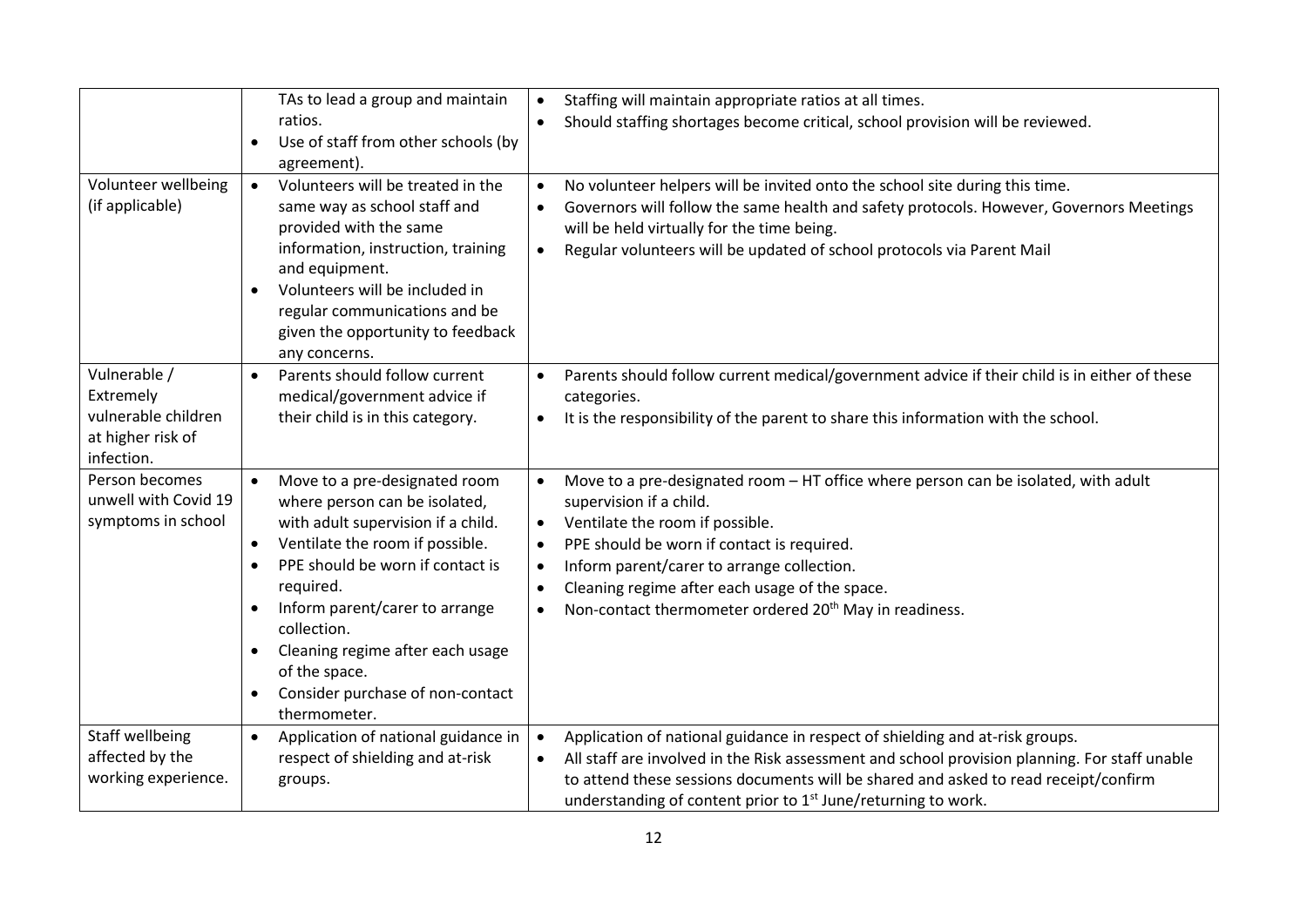| | | |
|---|---|---|
| | TAs to lead a group and maintain ratios.<br>• Use of staff from other schools (by agreement). | • Staffing will maintain appropriate ratios at all times.<br>• Should staffing shortages become critical, school provision will be reviewed. |
| Volunteer wellbeing (if applicable) | • Volunteers will be treated in the same way as school staff and provided with the same information, instruction, training and equipment.<br>• Volunteers will be included in regular communications and be given the opportunity to feedback any concerns. | • No volunteer helpers will be invited onto the school site during this time.<br>• Governors will follow the same health and safety protocols. However, Governors Meetings will be held virtually for the time being.<br>• Regular volunteers will be updated of school protocols via Parent Mail |
| Vulnerable / Extremely vulnerable children at higher risk of infection. | • Parents should follow current medical/government advice if their child is in this category. | • Parents should follow current medical/government advice if their child is in either of these categories.<br>• It is the responsibility of the parent to share this information with the school. |
| Person becomes unwell with Covid 19 symptoms in school | • Move to a pre-designated room where person can be isolated, with adult supervision if a child.<br>• Ventilate the room if possible.<br>• PPE should be worn if contact is required.<br>• Inform parent/carer to arrange collection.<br>• Cleaning regime after each usage of the space.<br>• Consider purchase of non-contact thermometer. | • Move to a pre-designated room – HT office where person can be isolated, with adult supervision if a child.<br>• Ventilate the room if possible.<br>• PPE should be worn if contact is required.<br>• Inform parent/carer to arrange collection.<br>• Cleaning regime after each usage of the space.<br>• Non-contact thermometer ordered 20th May in readiness. |
| Staff wellbeing affected by the working experience. | • Application of national guidance in respect of shielding and at-risk groups. | • Application of national guidance in respect of shielding and at-risk groups.<br>• All staff are involved in the Risk assessment and school provision planning. For staff unable to attend these sessions documents will be shared and asked to read receipt/confirm understanding of content prior to 1st June/returning to work. |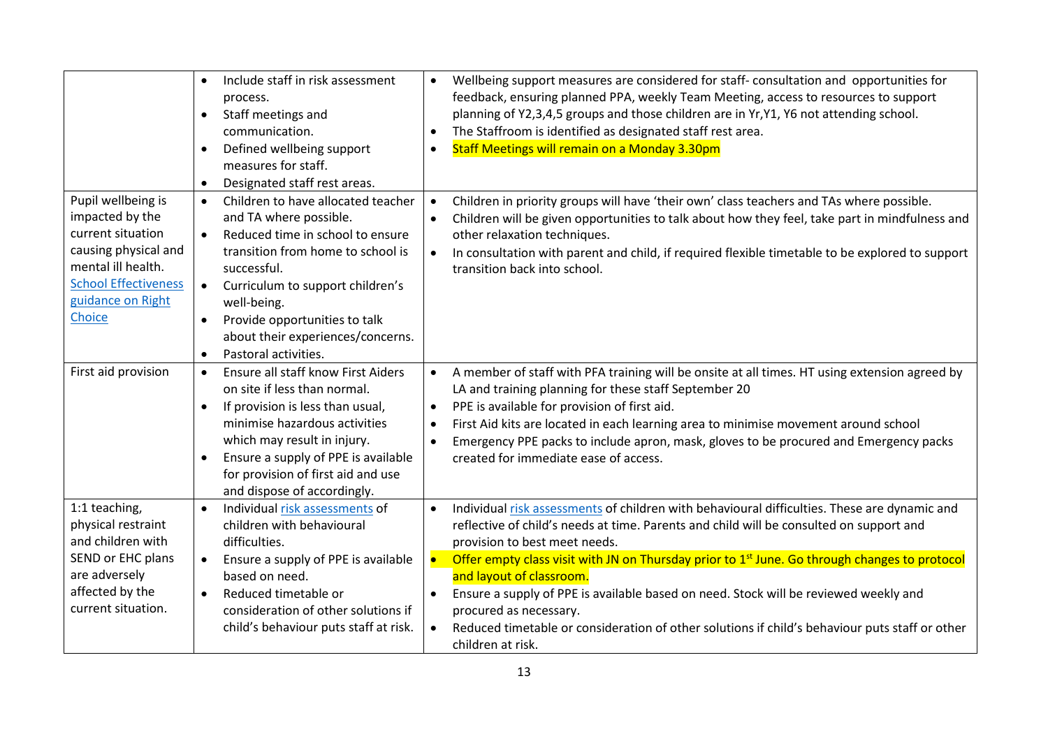| | | |
|---|---|---|
| | • Include staff in risk assessment process.<br>• Staff meetings and communication.<br>• Defined wellbeing support measures for staff.<br>• Designated staff rest areas. | • Wellbeing support measures are considered for staff- consultation and opportunities for feedback, ensuring planned PPA, weekly Team Meeting, access to resources to support planning of Y2,3,4,5 groups and those children are in Yr,Y1, Y6 not attending school.<br>• The Staffroom is identified as designated staff rest area.<br>• Staff Meetings will remain on a Monday 3.30pm |
| Pupil wellbeing is impacted by the current situation causing physical and mental ill health. School Effectiveness guidance on Right Choice | • Children to have allocated teacher and TA where possible.<br>• Reduced time in school to ensure transition from home to school is successful.<br>• Curriculum to support children's well-being.<br>• Provide opportunities to talk about their experiences/concerns.<br>• Pastoral activities. | • Children in priority groups will have 'their own' class teachers and TAs where possible.<br>• Children will be given opportunities to talk about how they feel, take part in mindfulness and other relaxation techniques.<br>• In consultation with parent and child, if required flexible timetable to be explored to support transition back into school. |
| First aid provision | • Ensure all staff know First Aiders on site if less than normal.<br>• If provision is less than usual, minimise hazardous activities which may result in injury.<br>• Ensure a supply of PPE is available for provision of first aid and use and dispose of accordingly. | • A member of staff with PFA training will be onsite at all times. HT using extension agreed by LA and training planning for these staff September 20<br>• PPE is available for provision of first aid.<br>• First Aid kits are located in each learning area to minimise movement around school<br>• Emergency PPE packs to include apron, mask, gloves to be procured and Emergency packs created for immediate ease of access. |
| 1:1 teaching, physical restraint and children with SEND or EHC plans are adversely affected by the current situation. | • Individual risk assessments of children with behavioural difficulties.<br>• Ensure a supply of PPE is available based on need.<br>• Reduced timetable or consideration of other solutions if child's behaviour puts staff at risk. | • Individual risk assessments of children with behavioural difficulties. These are dynamic and reflective of child's needs at time. Parents and child will be consulted on support and provision to best meet needs.<br>• Offer empty class visit with JN on Thursday prior to 1st June. Go through changes to protocol and layout of classroom.<br>• Ensure a supply of PPE is available based on need. Stock will be reviewed weekly and procured as necessary.<br>• Reduced timetable or consideration of other solutions if child's behaviour puts staff or other children at risk. |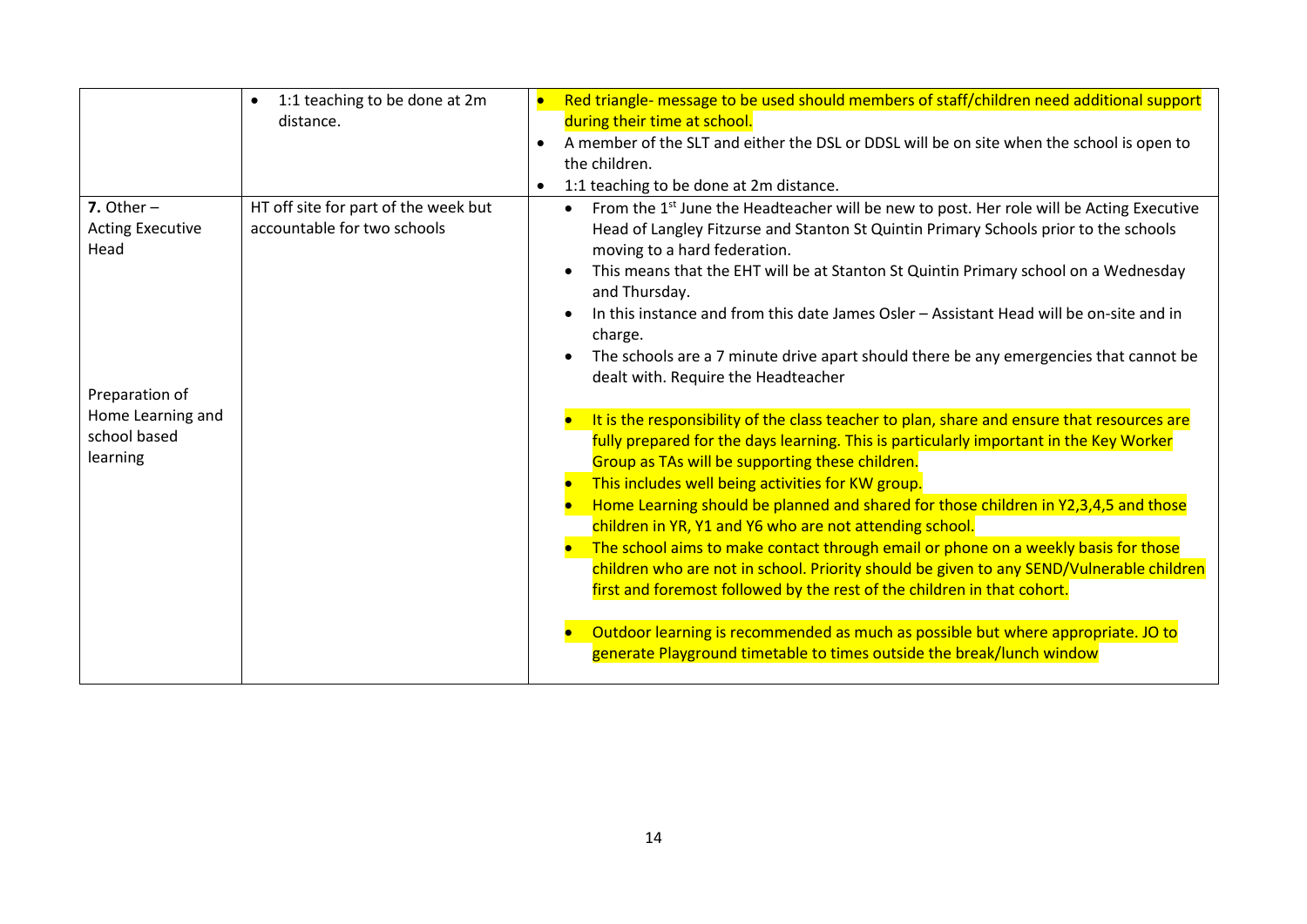| | | |
|---|---|---|
| | • 1:1 teaching to be done at 2m distance. | • Red triangle- message to be used should members of staff/children need additional support during their time at school.<br>• A member of the SLT and either the DSL or DDSL will be on site when the school is open to the children.<br>• 1:1 teaching to be done at 2m distance. |
| **7.** Other – Acting Executive Head<br><br>Preparation of Home Learning and school based learning | HT off site for part of the week but accountable for two schools | • From the 1st June the Headteacher will be new to post. Her role will be Acting Executive Head of Langley Fitzurse and Stanton St Quintin Primary Schools prior to the schools moving to a hard federation.<br>• This means that the EHT will be at Stanton St Quintin Primary school on a Wednesday and Thursday.<br>• In this instance and from this date James Osler – Assistant Head will be on-site and in charge.<br>• The schools are a 7 minute drive apart should there be any emergencies that cannot be dealt with. Require the Headteacher<br><br>• It is the responsibility of the class teacher to plan, share and ensure that resources are fully prepared for the days learning. This is particularly important in the Key Worker Group as TAs will be supporting these children.<br>• This includes well being activities for KW group.<br>• Home Learning should be planned and shared for those children in Y2,3,4,5 and those children in YR, Y1 and Y6 who are not attending school.<br>• The school aims to make contact through email or phone on a weekly basis for those children who are not in school. Priority should be given to any SEND/Vulnerable children first and foremost followed by the rest of the children in that cohort.<br><br>• Outdoor learning is recommended as much as possible but where appropriate. JO to generate Playground timetable to times outside the break/lunch window |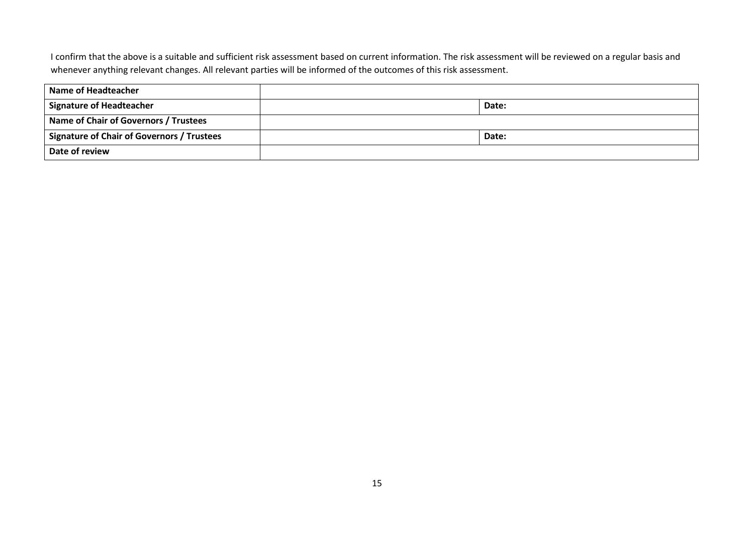I confirm that the above is a suitable and sufficient risk assessment based on current information. The risk assessment will be reviewed on a regular basis and whenever anything relevant changes. All relevant parties will be informed of the outcomes of this risk assessment.

| | | |
|---|---|---|
| **Name of Headteacher** | | |
| **Signature of Headteacher** | | **Date:** |
| **Name of Chair of Governors / Trustees** | | |
| **Signature of Chair of Governors / Trustees** | | **Date:** |
| **Date of review** | | |